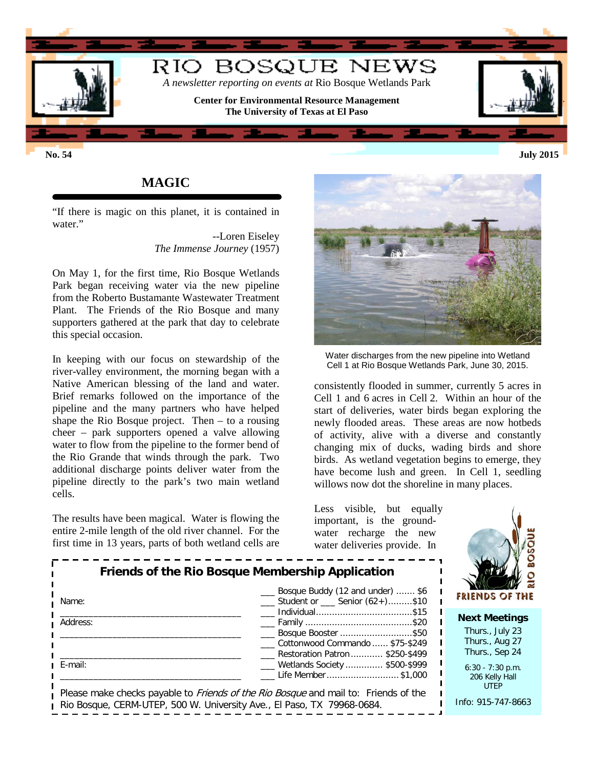# RIO BOSQUE NEWS

*A newsletter reporting on events at* Rio Bosque Wetlands Park

**Center for Environmental Resource Management**
**The University of Texas at El Paso**

**No. 54** **July 2015**

## MAGIC

"If there is magic on this planet, it is contained in water."

--Loren Eiseley
*The Immense Journey* (1957)

On May 1, for the first time, Rio Bosque Wetlands Park began receiving water via the new pipeline from the Roberto Bustamante Wastewater Treatment Plant. The Friends of the Rio Bosque and many supporters gathered at the park that day to celebrate this special occasion.

In keeping with our focus on stewardship of the river-valley environment, the morning began with a Native American blessing of the land and water. Brief remarks followed on the importance of the pipeline and the many partners who have helped shape the Rio Bosque project. Then – to a rousing cheer – park supporters opened a valve allowing water to flow from the pipeline to the former bend of the Rio Grande that winds through the park. Two additional discharge points deliver water from the pipeline directly to the park's two main wetland cells.

The results have been magical. Water is flowing the entire 2-mile length of the old river channel. For the first time in 13 years, parts of both wetland cells are consistently flooded in summer, currently 5 acres in Cell 1 and 6 acres in Cell 2. Within an hour of the start of deliveries, water birds began exploring the newly flooded areas. These areas are now hotbeds of activity, alive with a diverse and constantly changing mix of ducks, wading birds and shore birds. As wetland vegetation begins to emerge, they have become lush and green. In Cell 1, seedling willows now dot the shoreline in many places.

Water discharges from the new pipeline into Wetland Cell 1 at Rio Bosque Wetlands Park, June 30, 2015.

Less visible, but equally important, is the groundwater recharge the new water deliveries provide. In

### Friends of the Rio Bosque Membership Application

Name: ____________________________________

Address: ____________________________________

____________________________________

E-mail: ____________________________________

___ Bosque Buddy (12 and under) ....... $6
___ Student or ___ Senior (62+).........$10
___ Individual....................................$15
___ Family ........................................$20
___ Bosque Booster ............................$50
___ Cottonwood Commando ...... $75-$249
___ Restoration Patron ............ $250-$499
___ Wetlands Society .............. $500-$999
___ Life Member............................ $1,000

Please make checks payable to *Friends of the Rio Bosque* and mail to: Friends of the Rio Bosque, CERM-UTEP, 500 W. University Ave., El Paso, TX 79968-0684.

FRIENDS OF THE RIO BOSQUE

**Next Meetings**

Thurs., July 23
Thurs., Aug 27
Thurs., Sep 24

6:30 - 7:30 p.m.
206 Kelly Hall
UTEP

Info: 915-747-8663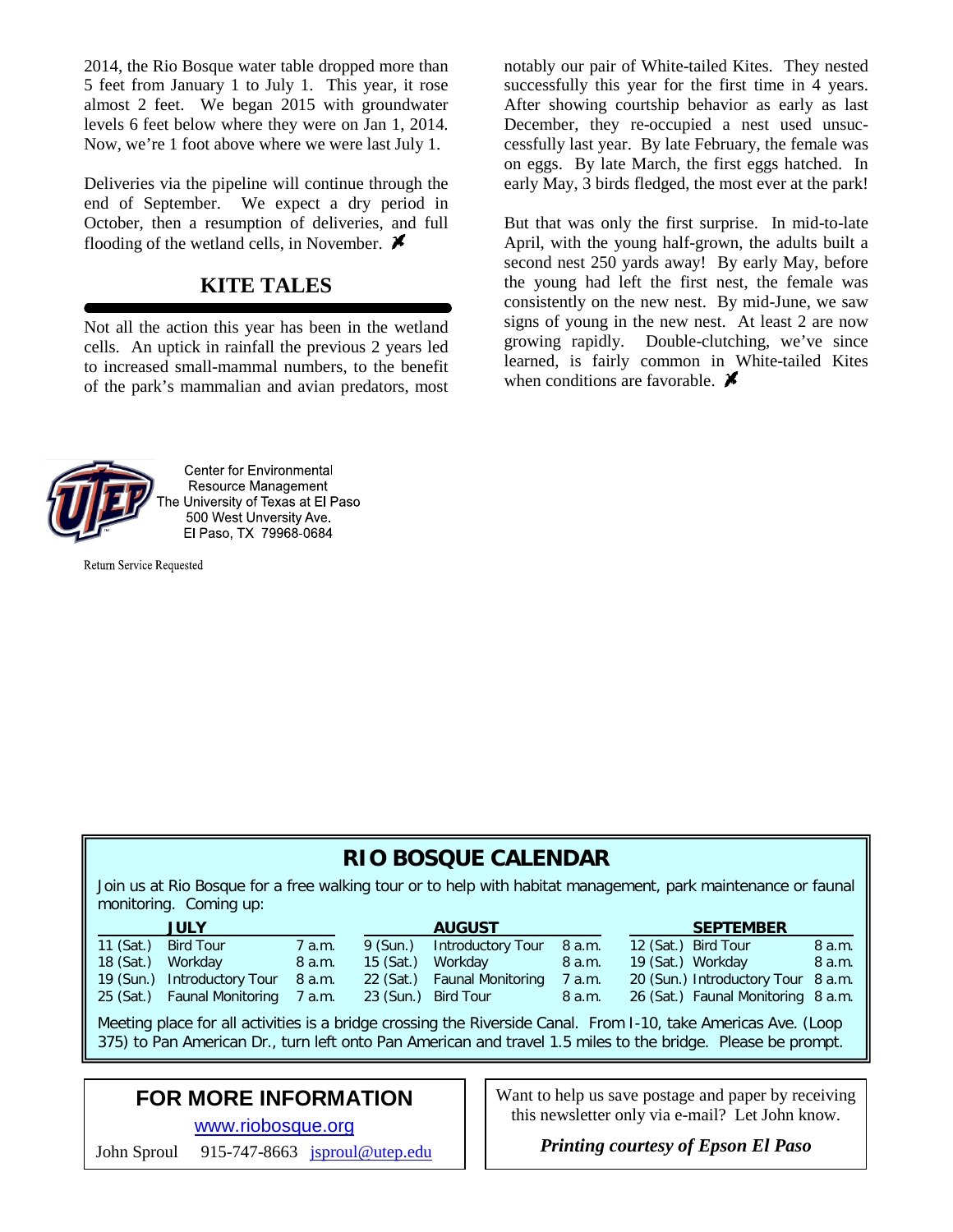2014, the Rio Bosque water table dropped more than 5 feet from January 1 to July 1. This year, it rose almost 2 feet. We began 2015 with groundwater levels 6 feet below where they were on Jan 1, 2014. Now, we're 1 foot above where we were last July 1.

Deliveries via the pipeline will continue through the end of September. We expect a dry period in October, then a resumption of deliveries, and full flooding of the wetland cells, in November.

## KITE TALES

Not all the action this year has been in the wetland cells. An uptick in rainfall the previous 2 years led to increased small-mammal numbers, to the benefit of the park's mammalian and avian predators, most notably our pair of White-tailed Kites. They nested successfully this year for the first time in 4 years. After showing courtship behavior as early as last December, they re-occupied a nest used unsuccessfully last year. By late February, the female was on eggs. By late March, the first eggs hatched. In early May, 3 birds fledged, the most ever at the park!

But that was only the first surprise. In mid-to-late April, with the young half-grown, the adults built a second nest 250 yards away! By early May, before the young had left the first nest, the female was consistently on the new nest. By mid-June, we saw signs of young in the new nest. At least 2 are now growing rapidly. Double-clutching, we've since learned, is fairly common in White-tailed Kites when conditions are favorable.

Center for Environmental Resource Management
The University of Texas at El Paso
500 West Unversity Ave.
El Paso, TX 79968-0684

Return Service Requested

## RIO BOSQUE CALENDAR

Join us at Rio Bosque for a free walking tour or to help with habitat management, park maintenance or faunal monitoring. Coming up:

| JULY | | | AUGUST | | | SEPTEMBER | | |
|---|---|---|---|---|---|---|---|---|
| 11 (Sat.) | Bird Tour | 7 a.m. | 9 (Sun.) | Introductory Tour | 8 a.m. | 12 (Sat.) | Bird Tour | 8 a.m. |
| 18 (Sat.) | Workday | 8 a.m. | 15 (Sat.) | Workday | 8 a.m. | 19 (Sat.) | Workday | 8 a.m. |
| 19 (Sun.) | Introductory Tour | 8 a.m. | 22 (Sat.) | Faunal Monitoring | 7 a.m. | 20 (Sun.) | Introductory Tour | 8 a.m. |
| 25 (Sat.) | Faunal Monitoring | 7 a.m. | 23 (Sun.) | Bird Tour | 8 a.m. | 26 (Sat.) | Faunal Monitoring | 8 a.m. |

Meeting place for all activities is a bridge crossing the Riverside Canal. From I-10, take Americas Ave. (Loop 375) to Pan American Dr., turn left onto Pan American and travel 1.5 miles to the bridge. Please be prompt.

## FOR MORE INFORMATION

www.riobosque.org

John Sproul 915-747-8663 jsproul@utep.edu

Want to help us save postage and paper by receiving this newsletter only via e-mail? Let John know.

***Printing courtesy of Epson El Paso***